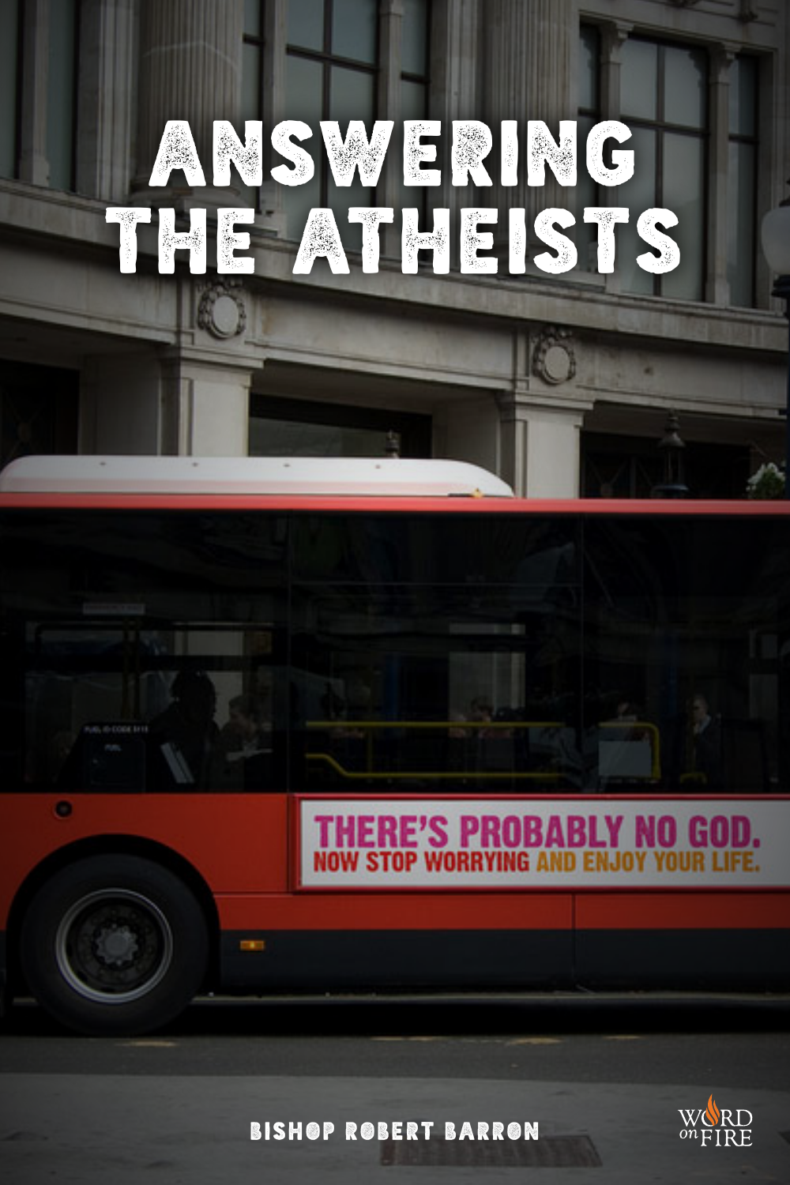# ANSWERING THE ATHEISTS

THERE'S PROBABLY NO GOD.
NOW STOP WORRYING AND ENJOY YOUR LIFE.

BISHOP ROBERT BARRON

WORD on FIRE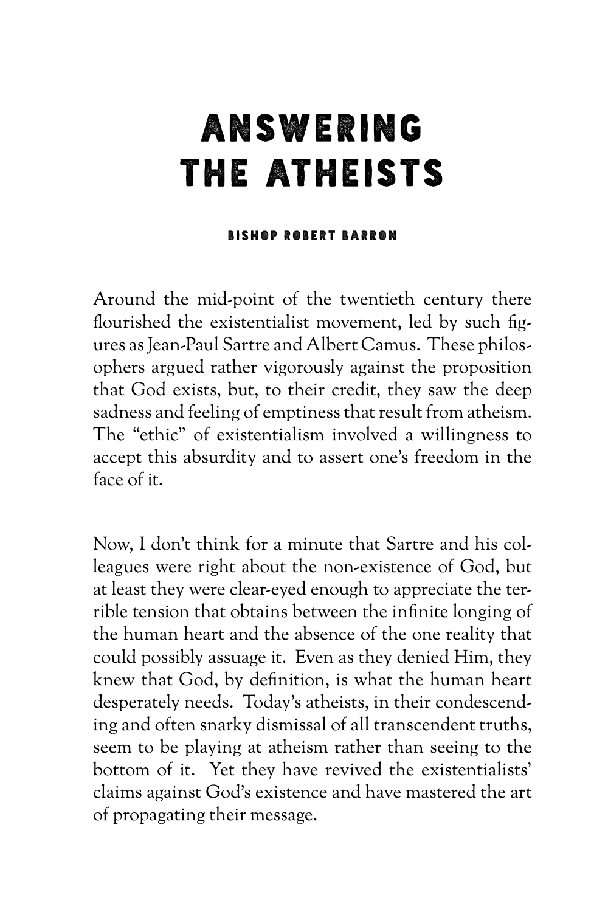# ANSWERING THE ATHEISTS

**BISHOP ROBERT BARRON**

Around the mid-point of the twentieth century there flourished the existentialist movement, led by such figures as Jean-Paul Sartre and Albert Camus. These philosophers argued rather vigorously against the proposition that God exists, but, to their credit, they saw the deep sadness and feeling of emptiness that result from atheism. The "ethic" of existentialism involved a willingness to accept this absurdity and to assert one's freedom in the face of it.

Now, I don't think for a minute that Sartre and his colleagues were right about the non-existence of God, but at least they were clear-eyed enough to appreciate the terrible tension that obtains between the infinite longing of the human heart and the absence of the one reality that could possibly assuage it. Even as they denied Him, they knew that God, by definition, is what the human heart desperately needs. Today's atheists, in their condescending and often snarky dismissal of all transcendent truths, seem to be playing at atheism rather than seeing to the bottom of it. Yet they have revived the existentialists' claims against God's existence and have mastered the art of propagating their message.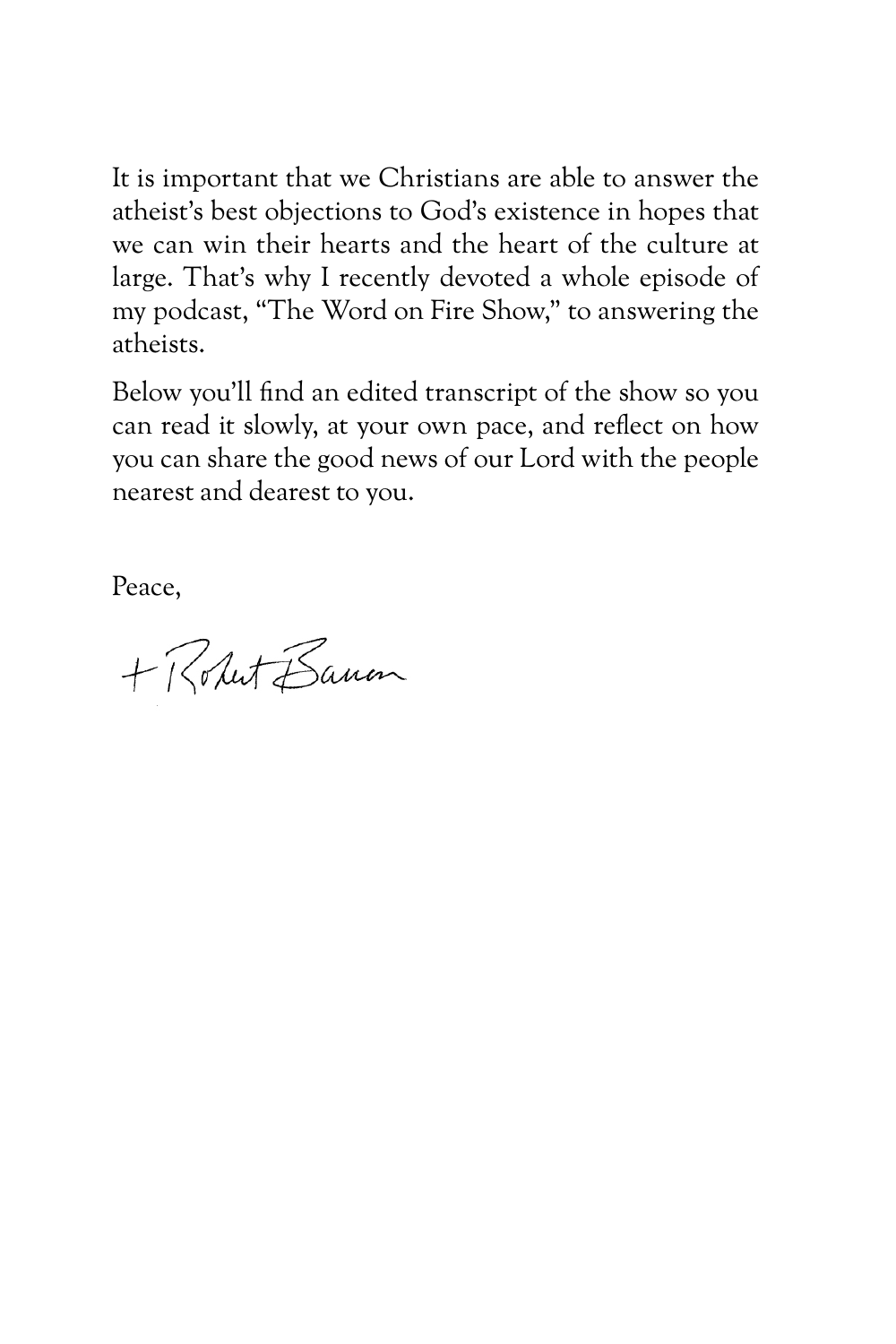It is important that we Christians are able to answer the atheist's best objections to God's existence in hopes that we can win their hearts and the heart of the culture at large. That's why I recently devoted a whole episode of my podcast, "The Word on Fire Show," to answering the atheists.

Below you'll find an edited transcript of the show so you can read it slowly, at your own pace, and reflect on how you can share the good news of our Lord with the people nearest and dearest to you.

Peace,

+Robert Barron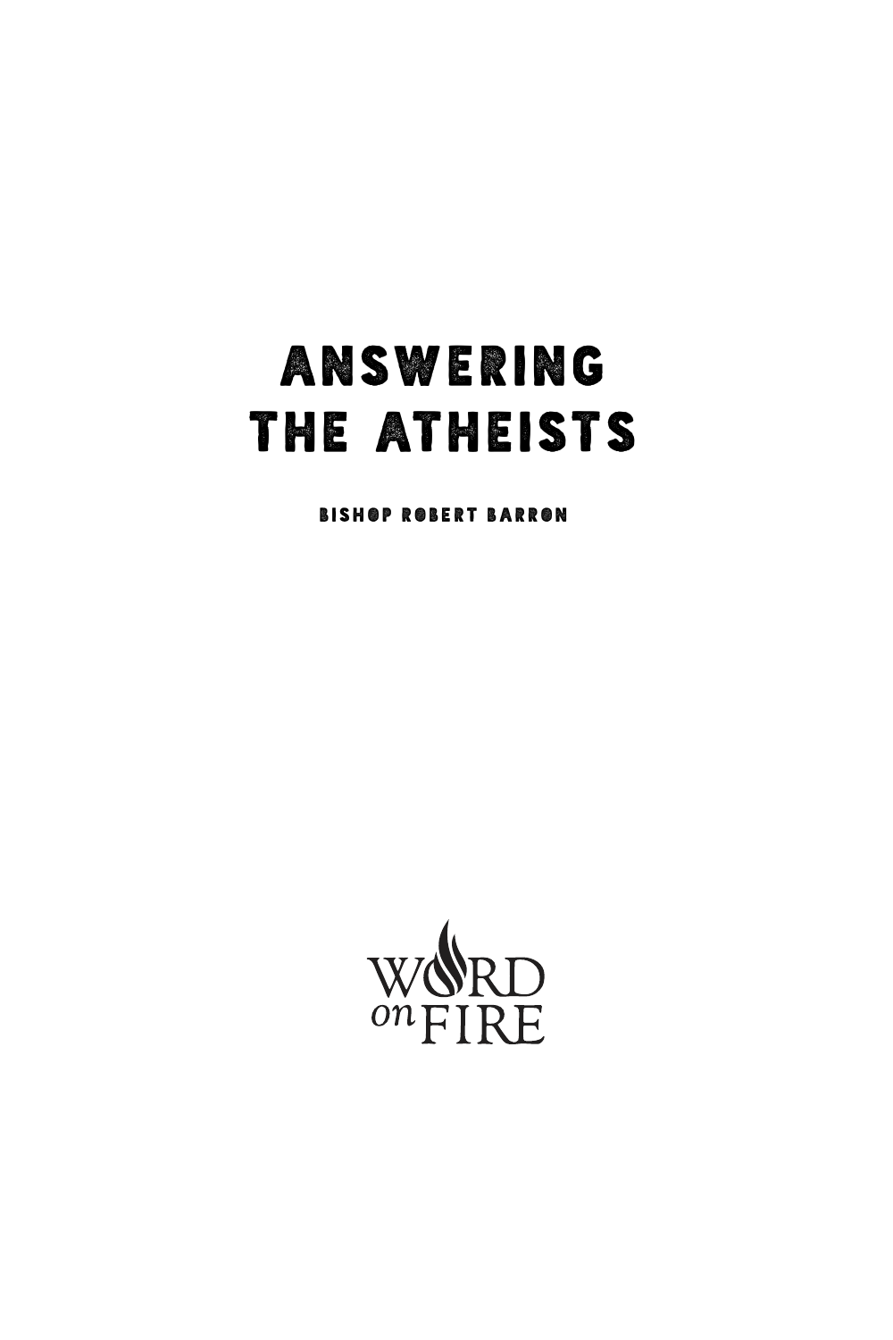# ANSWERING THE ATHEISTS

BISHOP ROBERT BARRON

WORD *on* FIRE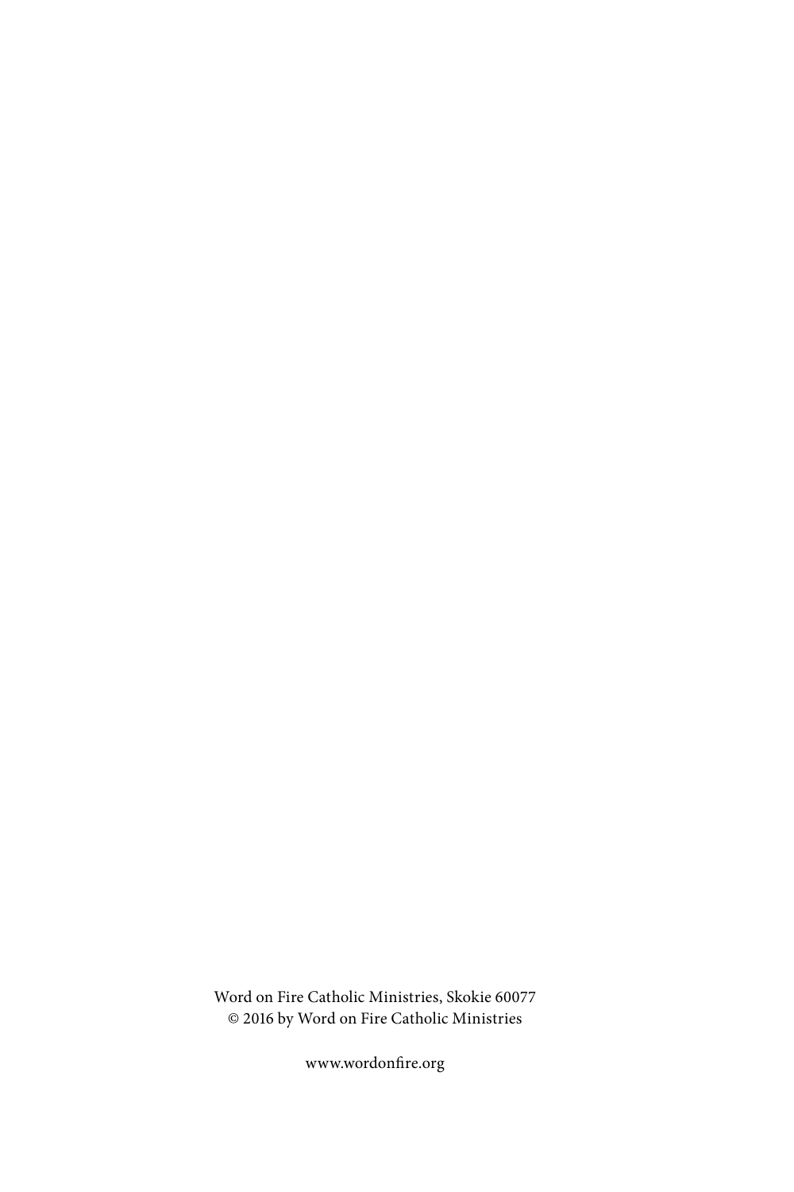Word on Fire Catholic Ministries, Skokie 60077
© 2016 by Word on Fire Catholic Ministries

www.wordonfire.org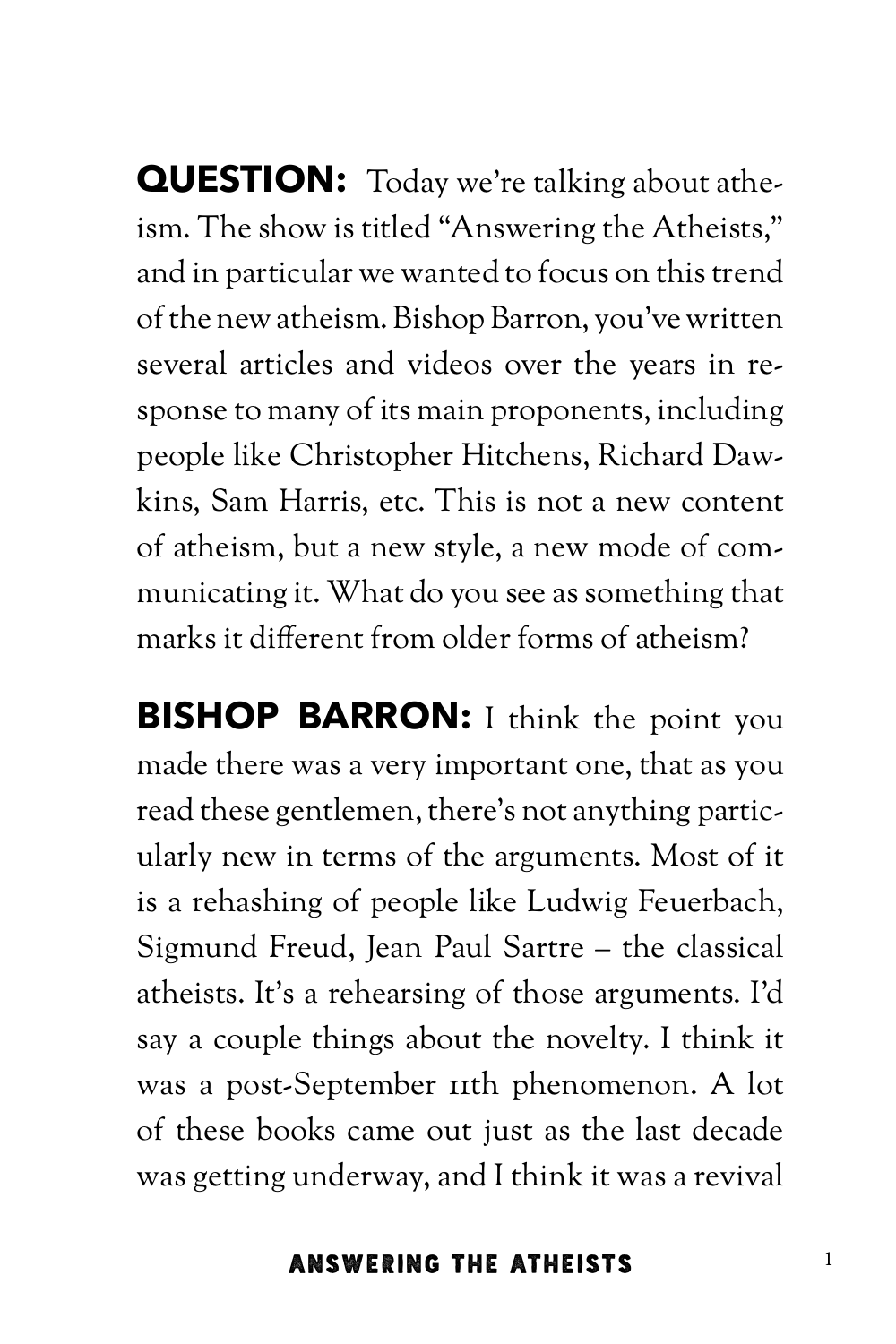**QUESTION:** Today we're talking about atheism. The show is titled "Answering the Atheists," and in particular we wanted to focus on this trend of the new atheism. Bishop Barron, you've written several articles and videos over the years in response to many of its main proponents, including people like Christopher Hitchens, Richard Dawkins, Sam Harris, etc. This is not a new content of atheism, but a new style, a new mode of communicating it. What do you see as something that marks it different from older forms of atheism?

**BISHOP BARRON:** I think the point you made there was a very important one, that as you read these gentlemen, there's not anything particularly new in terms of the arguments. Most of it is a rehashing of people like Ludwig Feuerbach, Sigmund Freud, Jean Paul Sartre – the classical atheists. It's a rehearsing of those arguments. I'd say a couple things about the novelty. I think it was a post-September 11th phenomenon. A lot of these books came out just as the last decade was getting underway, and I think it was a revival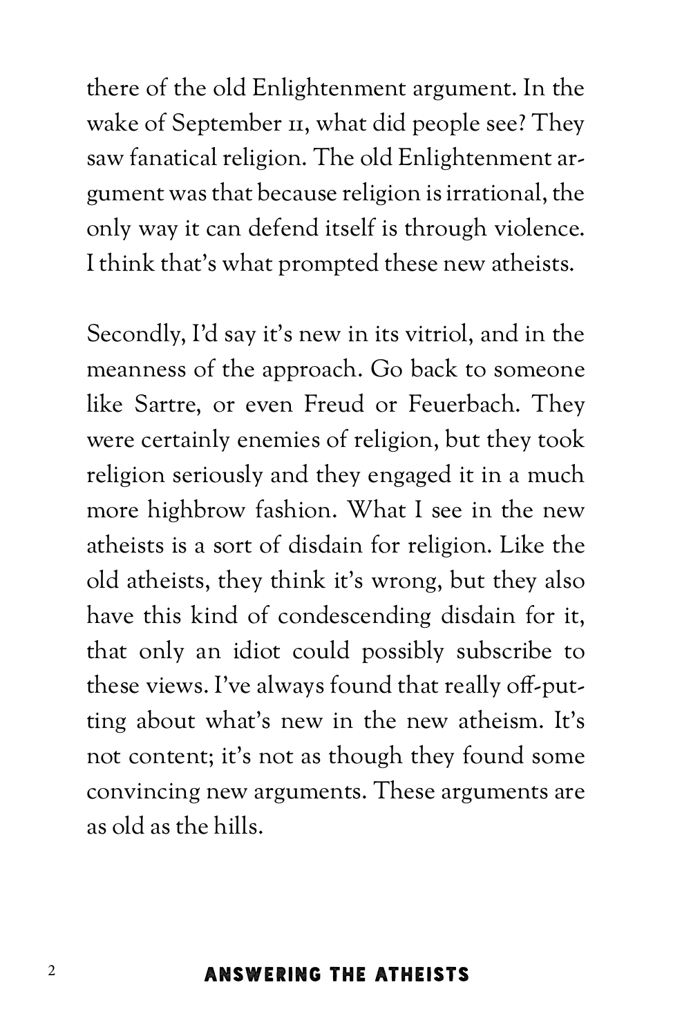there of the old Enlightenment argument. In the wake of September 11, what did people see? They saw fanatical religion. The old Enlightenment argument was that because religion is irrational, the only way it can defend itself is through violence. I think that's what prompted these new atheists.

Secondly, I'd say it's new in its vitriol, and in the meanness of the approach. Go back to someone like Sartre, or even Freud or Feuerbach. They were certainly enemies of religion, but they took religion seriously and they engaged it in a much more highbrow fashion. What I see in the new atheists is a sort of disdain for religion. Like the old atheists, they think it's wrong, but they also have this kind of condescending disdain for it, that only an idiot could possibly subscribe to these views. I've always found that really off-putting about what's new in the new atheism. It's not content; it's not as though they found some convincing new arguments. These arguments are as old as the hills.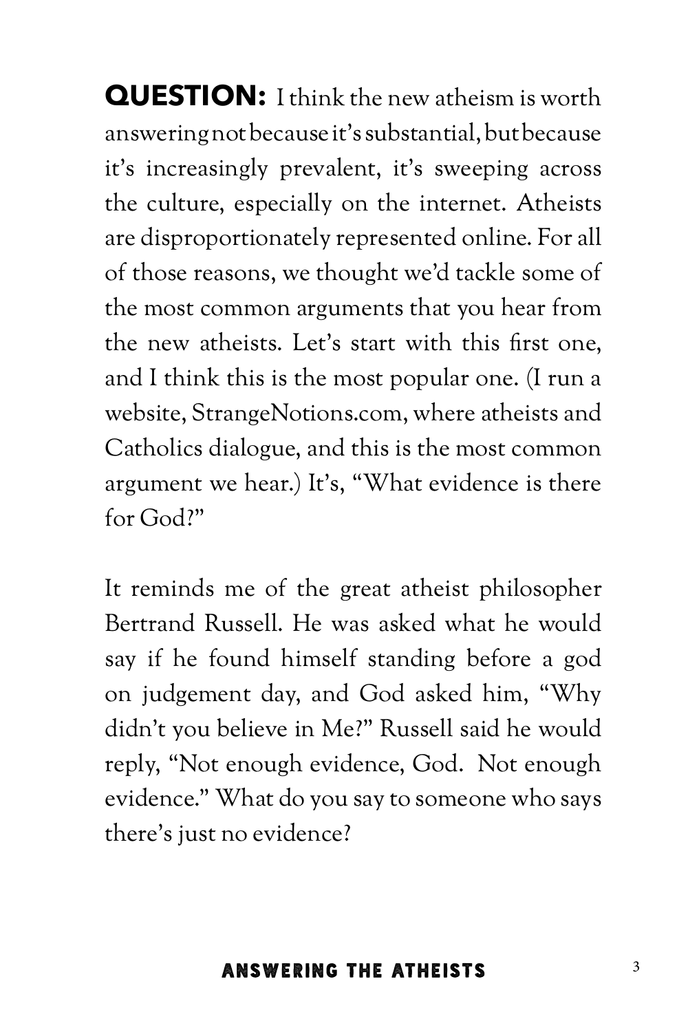**QUESTION:** I think the new atheism is worth answering not because it's substantial, but because it's increasingly prevalent, it's sweeping across the culture, especially on the internet. Atheists are disproportionately represented online. For all of those reasons, we thought we'd tackle some of the most common arguments that you hear from the new atheists. Let's start with this first one, and I think this is the most popular one. (I run a website, StrangeNotions.com, where atheists and Catholics dialogue, and this is the most common argument we hear.) It's, "What evidence is there for God?"

It reminds me of the great atheist philosopher Bertrand Russell. He was asked what he would say if he found himself standing before a god on judgement day, and God asked him, "Why didn't you believe in Me?" Russell said he would reply, "Not enough evidence, God. Not enough evidence." What do you say to someone who says there's just no evidence?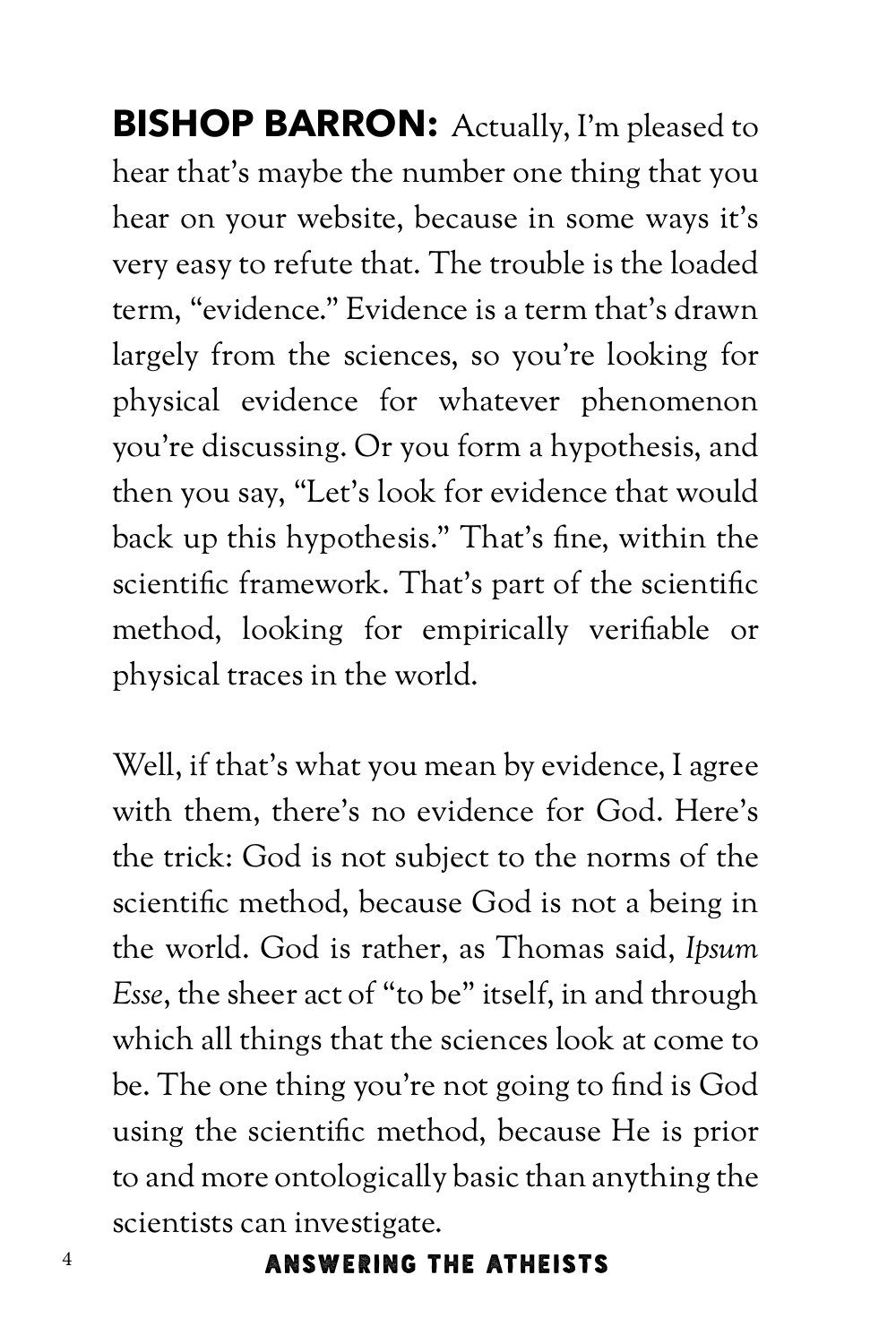**BISHOP BARRON:** Actually, I'm pleased to hear that's maybe the number one thing that you hear on your website, because in some ways it's very easy to refute that. The trouble is the loaded term, "evidence." Evidence is a term that's drawn largely from the sciences, so you're looking for physical evidence for whatever phenomenon you're discussing. Or you form a hypothesis, and then you say, "Let's look for evidence that would back up this hypothesis." That's fine, within the scientific framework. That's part of the scientific method, looking for empirically verifiable or physical traces in the world.

Well, if that's what you mean by evidence, I agree with them, there's no evidence for God. Here's the trick: God is not subject to the norms of the scientific method, because God is not a being in the world. God is rather, as Thomas said, *Ipsum Esse*, the sheer act of "to be" itself, in and through which all things that the sciences look at come to be. The one thing you're not going to find is God using the scientific method, because He is prior to and more ontologically basic than anything the scientists can investigate.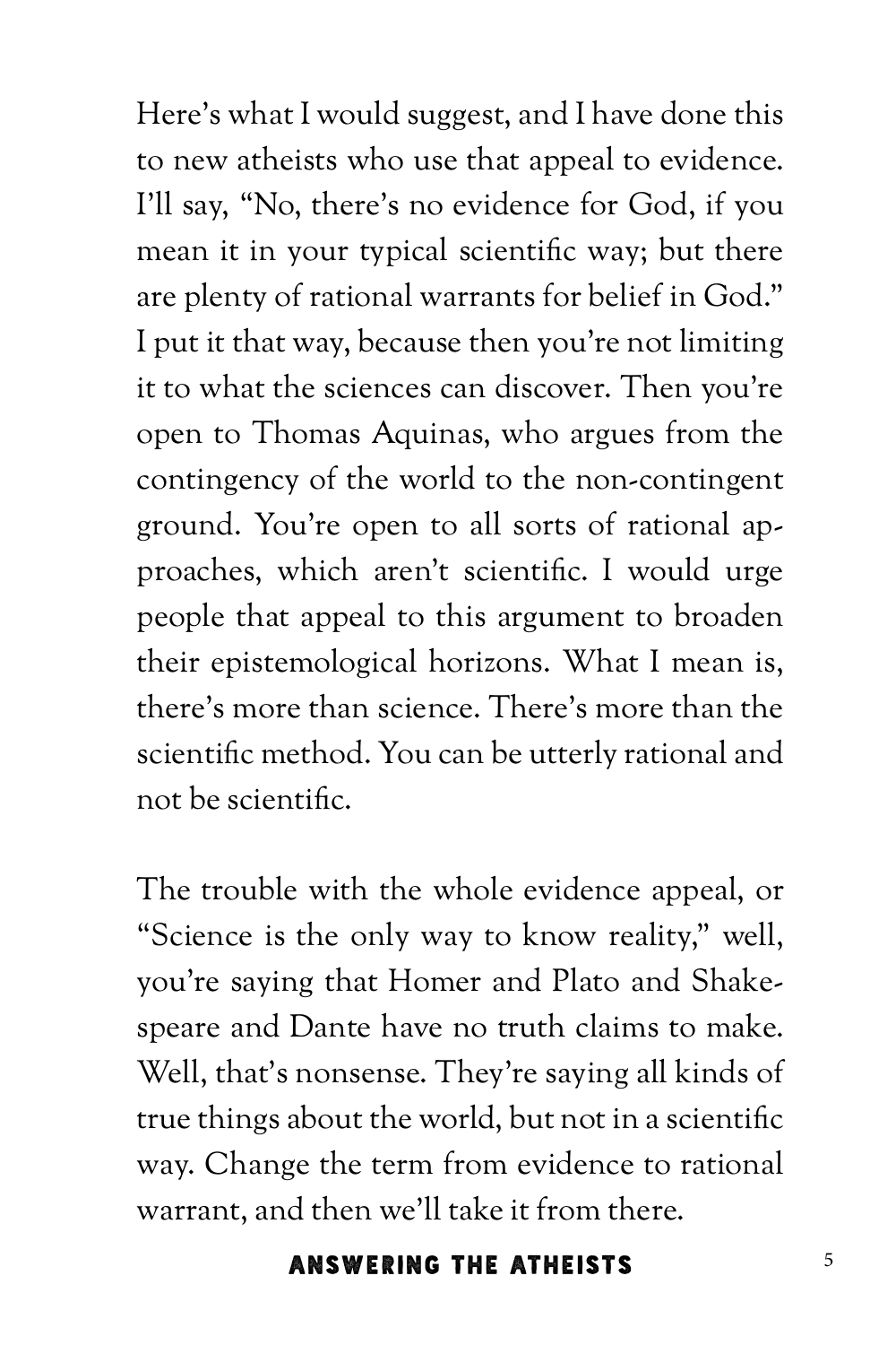Here's what I would suggest, and I have done this to new atheists who use that appeal to evidence. I'll say, "No, there's no evidence for God, if you mean it in your typical scientific way; but there are plenty of rational warrants for belief in God." I put it that way, because then you're not limiting it to what the sciences can discover. Then you're open to Thomas Aquinas, who argues from the contingency of the world to the non-contingent ground. You're open to all sorts of rational approaches, which aren't scientific. I would urge people that appeal to this argument to broaden their epistemological horizons. What I mean is, there's more than science. There's more than the scientific method. You can be utterly rational and not be scientific.

The trouble with the whole evidence appeal, or "Science is the only way to know reality," well, you're saying that Homer and Plato and Shakespeare and Dante have no truth claims to make. Well, that's nonsense. They're saying all kinds of true things about the world, but not in a scientific way. Change the term from evidence to rational warrant, and then we'll take it from there.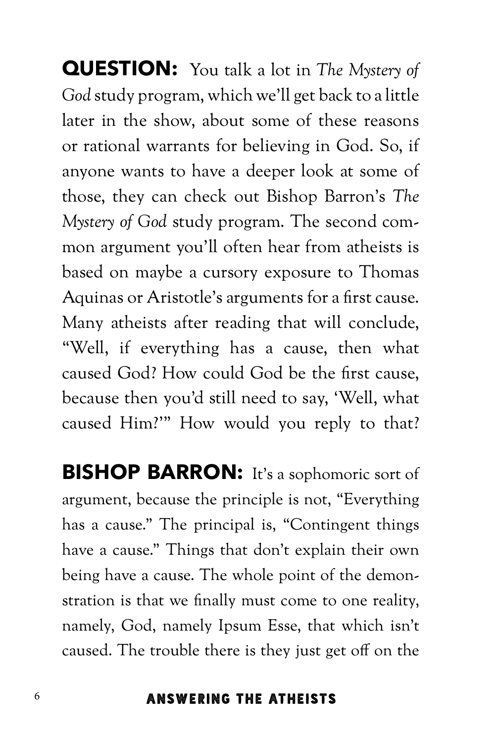**QUESTION:** You talk a lot in *The Mystery of God* study program, which we'll get back to a little later in the show, about some of these reasons or rational warrants for believing in God. So, if anyone wants to have a deeper look at some of those, they can check out Bishop Barron's *The Mystery of God* study program. The second common argument you'll often hear from atheists is based on maybe a cursory exposure to Thomas Aquinas or Aristotle's arguments for a first cause. Many atheists after reading that will conclude, "Well, if everything has a cause, then what caused God? How could God be the first cause, because then you'd still need to say, 'Well, what caused Him?'" How would you reply to that?

**BISHOP BARRON:** It's a sophomoric sort of argument, because the principle is not, "Everything has a cause." The principal is, "Contingent things have a cause." Things that don't explain their own being have a cause. The whole point of the demonstration is that we finally must come to one reality, namely, God, namely Ipsum Esse, that which isn't caused. The trouble there is they just get off on the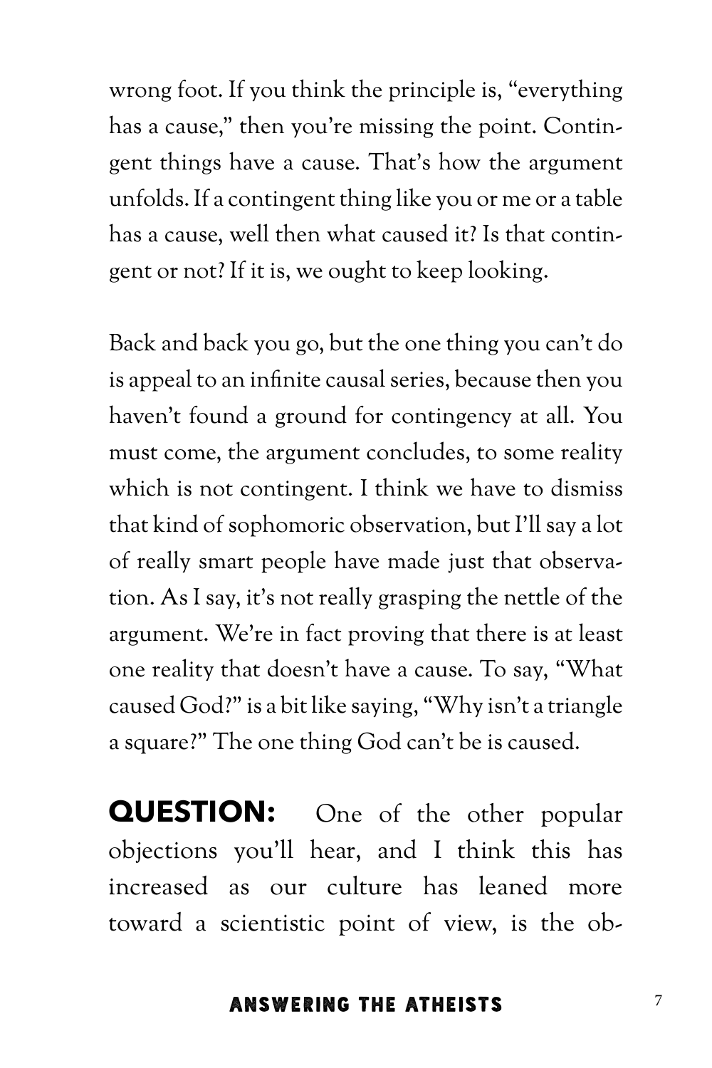wrong foot. If you think the principle is, "everything has a cause," then you're missing the point. Contingent things have a cause. That's how the argument unfolds. If a contingent thing like you or me or a table has a cause, well then what caused it? Is that contingent or not? If it is, we ought to keep looking.

Back and back you go, but the one thing you can't do is appeal to an infinite causal series, because then you haven't found a ground for contingency at all. You must come, the argument concludes, to some reality which is not contingent. I think we have to dismiss that kind of sophomoric observation, but I'll say a lot of really smart people have made just that observation. As I say, it's not really grasping the nettle of the argument. We're in fact proving that there is at least one reality that doesn't have a cause. To say, "What caused God?" is a bit like saying, "Why isn't a triangle a square?" The one thing God can't be is caused.

**QUESTION:** One of the other popular objections you'll hear, and I think this has increased as our culture has leaned more toward a scientistic point of view, is the ob-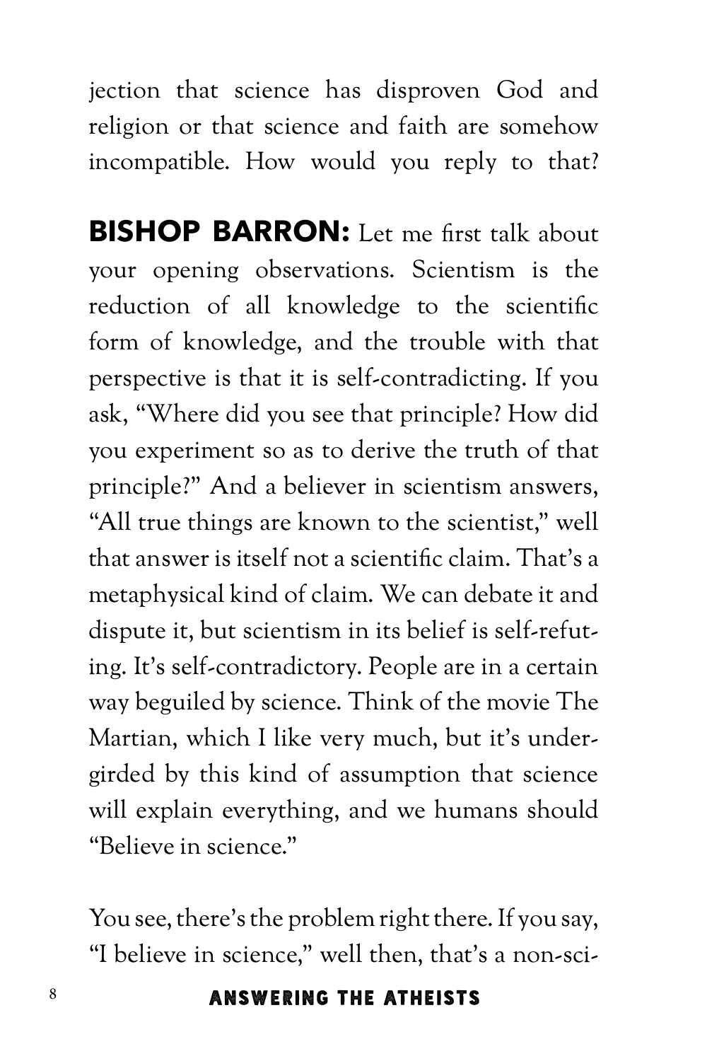jection that science has disproven God and religion or that science and faith are somehow incompatible. How would you reply to that?

**BISHOP BARRON:** Let me first talk about your opening observations. Scientism is the reduction of all knowledge to the scientific form of knowledge, and the trouble with that perspective is that it is self-contradicting. If you ask, "Where did you see that principle? How did you experiment so as to derive the truth of that principle?" And a believer in scientism answers, "All true things are known to the scientist," well that answer is itself not a scientific claim. That's a metaphysical kind of claim. We can debate it and dispute it, but scientism in its belief is self-refuting. It's self-contradictory. People are in a certain way beguiled by science. Think of the movie The Martian, which I like very much, but it's undergirded by this kind of assumption that science will explain everything, and we humans should "Believe in science."

You see, there's the problem right there. If you say, "I believe in science," well then, that's a non-sci-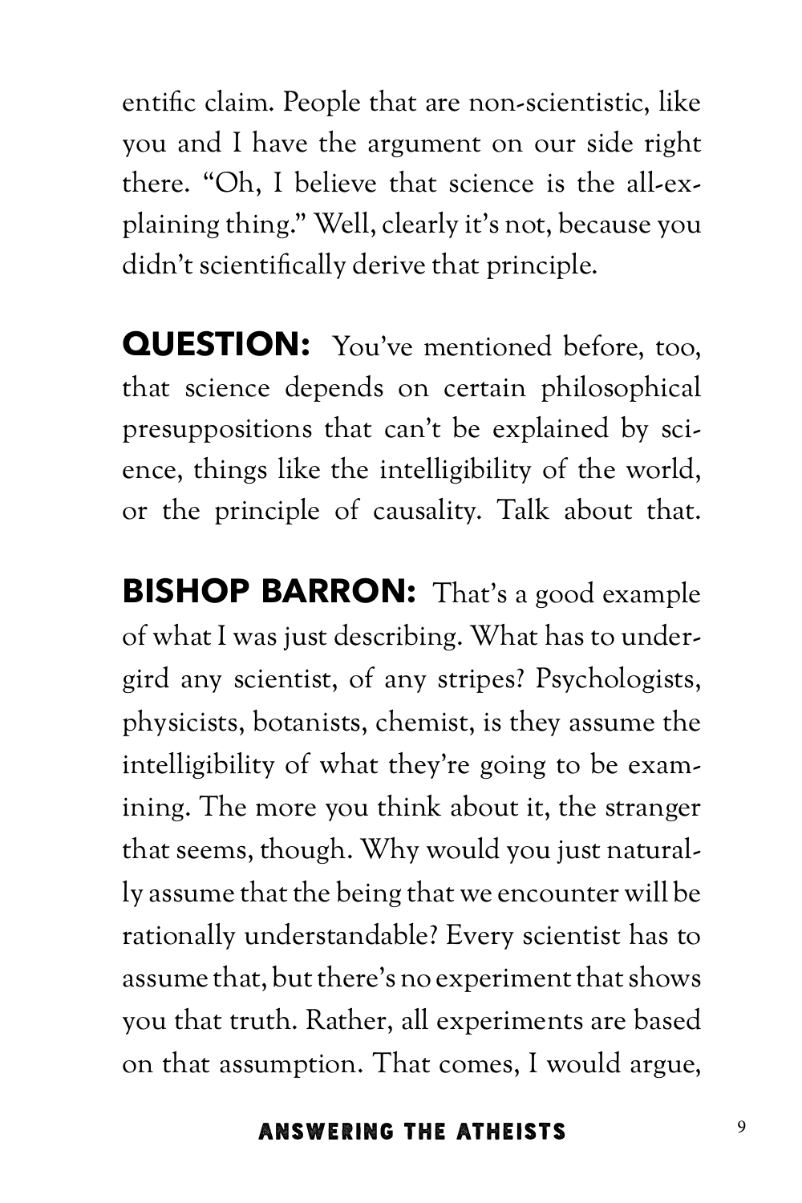entific claim. People that are non-scientistic, like you and I have the argument on our side right there. "Oh, I believe that science is the all-explaining thing." Well, clearly it's not, because you didn't scientifically derive that principle.

**QUESTION:** You've mentioned before, too, that science depends on certain philosophical presuppositions that can't be explained by science, things like the intelligibility of the world, or the principle of causality. Talk about that.

**BISHOP BARRON:** That's a good example of what I was just describing. What has to undergird any scientist, of any stripes? Psychologists, physicists, botanists, chemist, is they assume the intelligibility of what they're going to be examining. The more you think about it, the stranger that seems, though. Why would you just naturally assume that the being that we encounter will be rationally understandable? Every scientist has to assume that, but there's no experiment that shows you that truth. Rather, all experiments are based on that assumption. That comes, I would argue,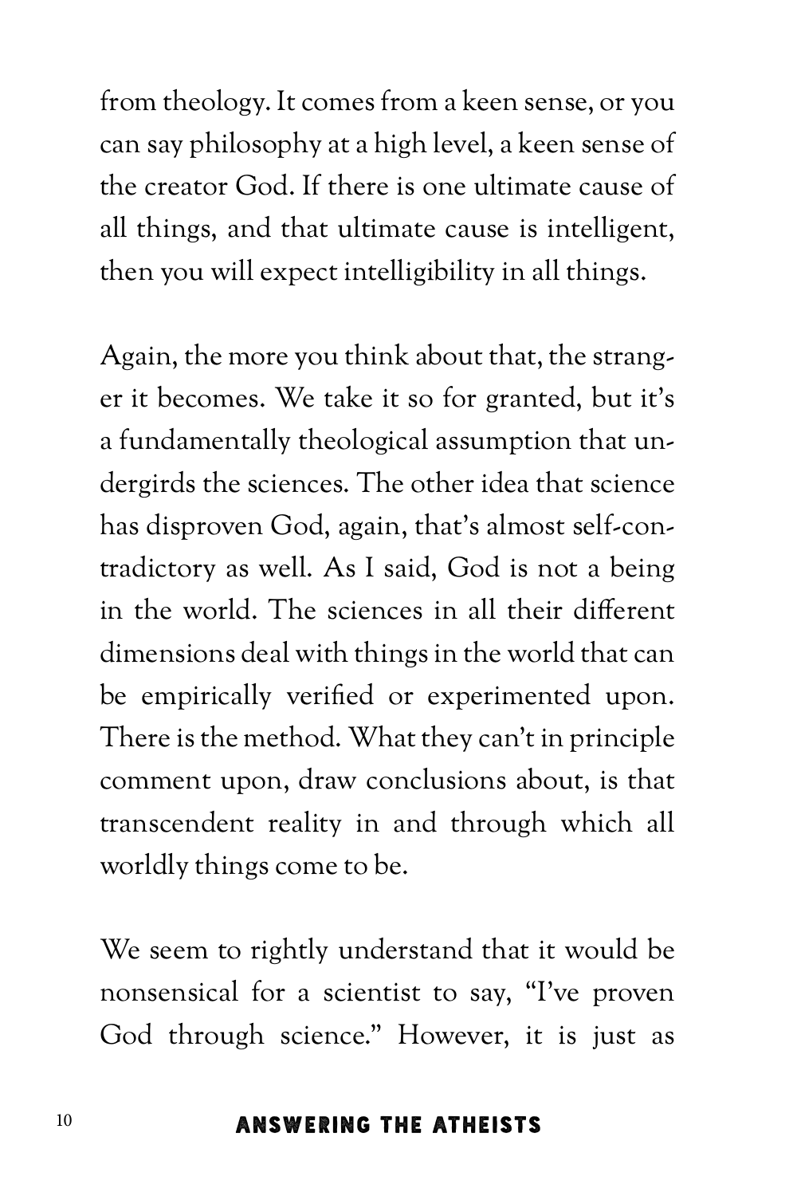from theology. It comes from a keen sense, or you can say philosophy at a high level, a keen sense of the creator God. If there is one ultimate cause of all things, and that ultimate cause is intelligent, then you will expect intelligibility in all things.

Again, the more you think about that, the stranger it becomes. We take it so for granted, but it's a fundamentally theological assumption that undergirds the sciences. The other idea that science has disproven God, again, that's almost self-contradictory as well. As I said, God is not a being in the world. The sciences in all their different dimensions deal with things in the world that can be empirically verified or experimented upon. There is the method. What they can't in principle comment upon, draw conclusions about, is that transcendent reality in and through which all worldly things come to be.

We seem to rightly understand that it would be nonsensical for a scientist to say, "I've proven God through science." However, it is just as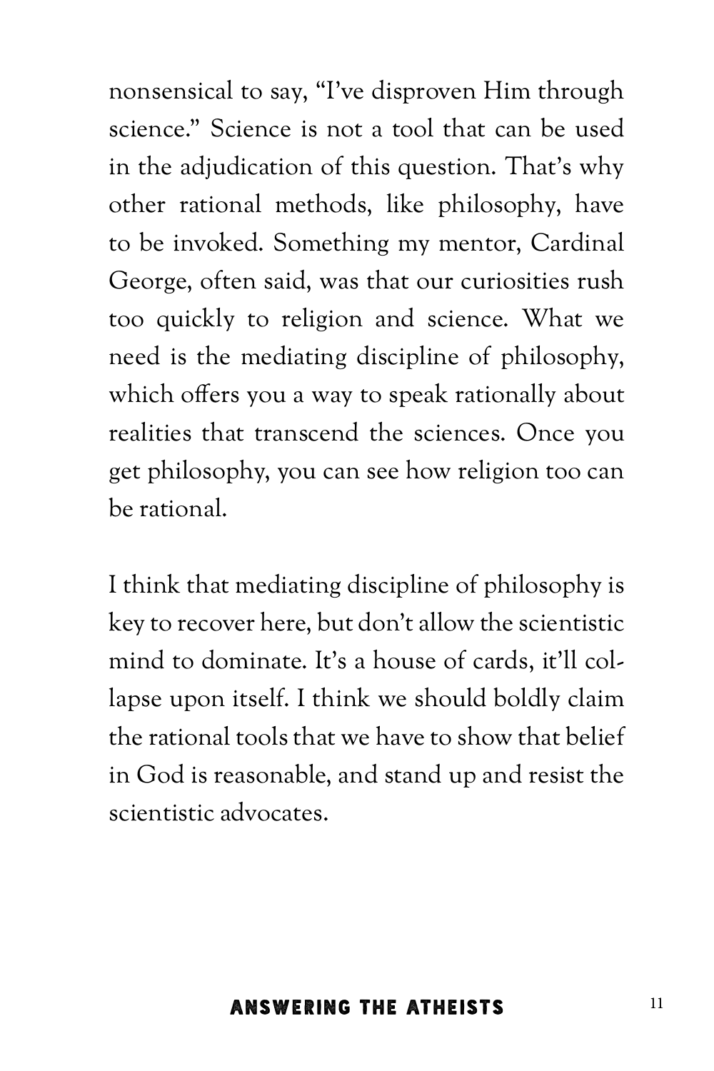nonsensical to say, "I've disproven Him through science." Science is not a tool that can be used in the adjudication of this question. That's why other rational methods, like philosophy, have to be invoked. Something my mentor, Cardinal George, often said, was that our curiosities rush too quickly to religion and science. What we need is the mediating discipline of philosophy, which offers you a way to speak rationally about realities that transcend the sciences. Once you get philosophy, you can see how religion too can be rational.

I think that mediating discipline of philosophy is key to recover here, but don't allow the scientistic mind to dominate. It's a house of cards, it'll collapse upon itself. I think we should boldly claim the rational tools that we have to show that belief in God is reasonable, and stand up and resist the scientistic advocates.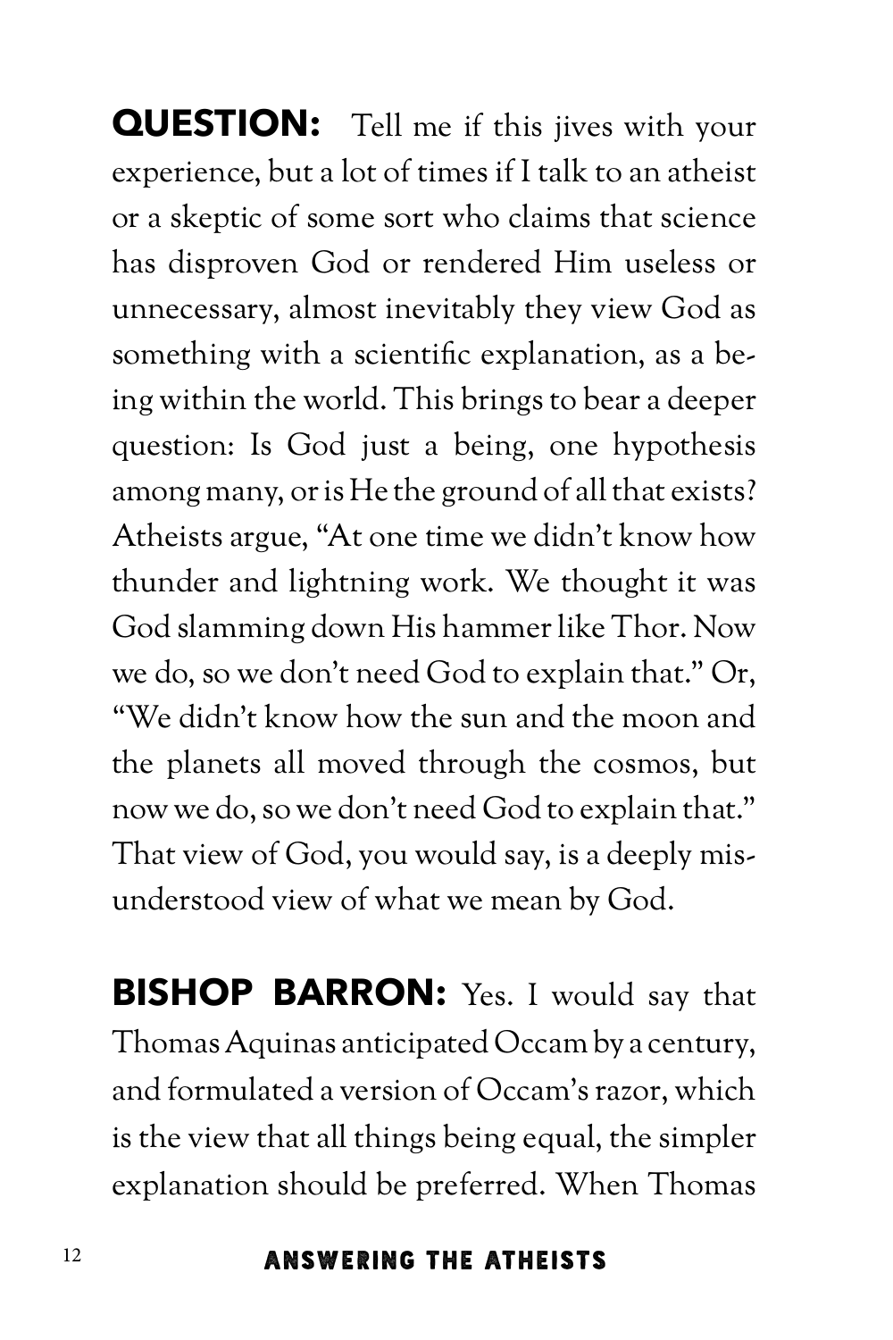**QUESTION:** Tell me if this jives with your experience, but a lot of times if I talk to an atheist or a skeptic of some sort who claims that science has disproven God or rendered Him useless or unnecessary, almost inevitably they view God as something with a scientific explanation, as a being within the world. This brings to bear a deeper question: Is God just a being, one hypothesis among many, or is He the ground of all that exists? Atheists argue, "At one time we didn't know how thunder and lightning work. We thought it was God slamming down His hammer like Thor. Now we do, so we don't need God to explain that." Or, "We didn't know how the sun and the moon and the planets all moved through the cosmos, but now we do, so we don't need God to explain that." That view of God, you would say, is a deeply misunderstood view of what we mean by God.

**BISHOP BARRON:** Yes. I would say that Thomas Aquinas anticipated Occam by a century, and formulated a version of Occam's razor, which is the view that all things being equal, the simpler explanation should be preferred. When Thomas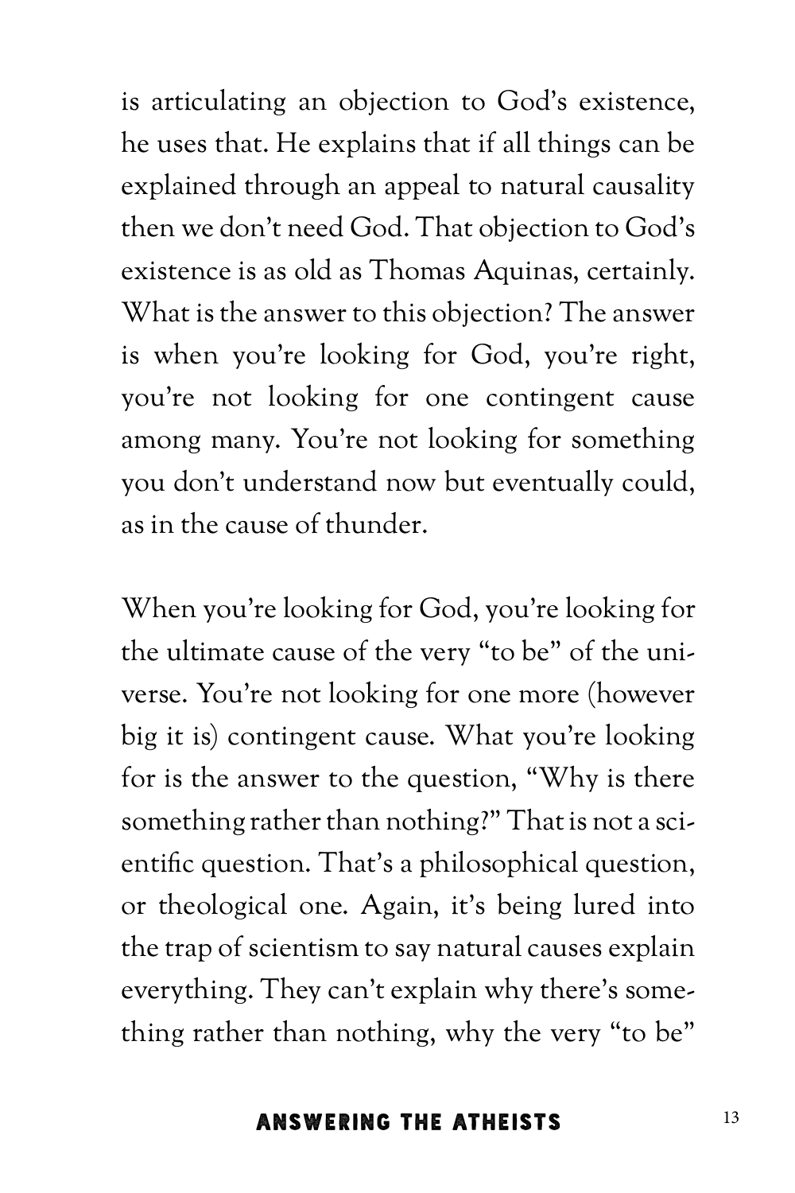is articulating an objection to God's existence, he uses that. He explains that if all things can be explained through an appeal to natural causality then we don't need God. That objection to God's existence is as old as Thomas Aquinas, certainly. What is the answer to this objection? The answer is when you're looking for God, you're right, you're not looking for one contingent cause among many. You're not looking for something you don't understand now but eventually could, as in the cause of thunder.

When you're looking for God, you're looking for the ultimate cause of the very "to be" of the universe. You're not looking for one more (however big it is) contingent cause. What you're looking for is the answer to the question, "Why is there something rather than nothing?" That is not a scientific question. That's a philosophical question, or theological one. Again, it's being lured into the trap of scientism to say natural causes explain everything. They can't explain why there's something rather than nothing, why the very "to be"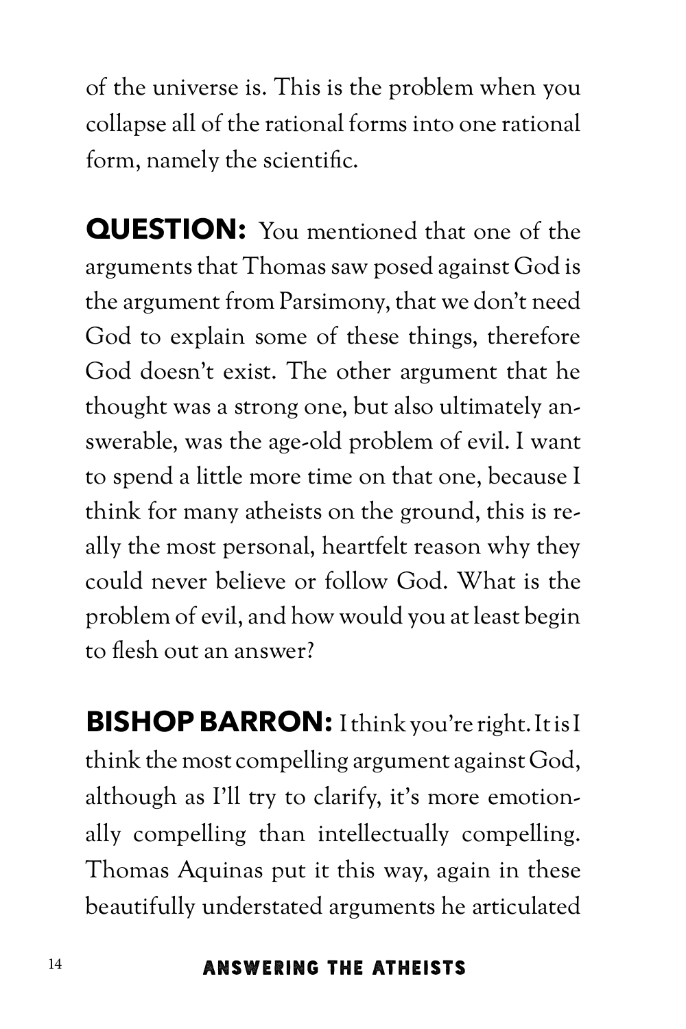of the universe is. This is the problem when you collapse all of the rational forms into one rational form, namely the scientific.

**QUESTION:** You mentioned that one of the arguments that Thomas saw posed against God is the argument from Parsimony, that we don't need God to explain some of these things, therefore God doesn't exist. The other argument that he thought was a strong one, but also ultimately answerable, was the age-old problem of evil. I want to spend a little more time on that one, because I think for many atheists on the ground, this is really the most personal, heartfelt reason why they could never believe or follow God. What is the problem of evil, and how would you at least begin to flesh out an answer?

**BISHOP BARRON:** I think you're right. It is I think the most compelling argument against God, although as I'll try to clarify, it's more emotionally compelling than intellectually compelling. Thomas Aquinas put it this way, again in these beautifully understated arguments he articulated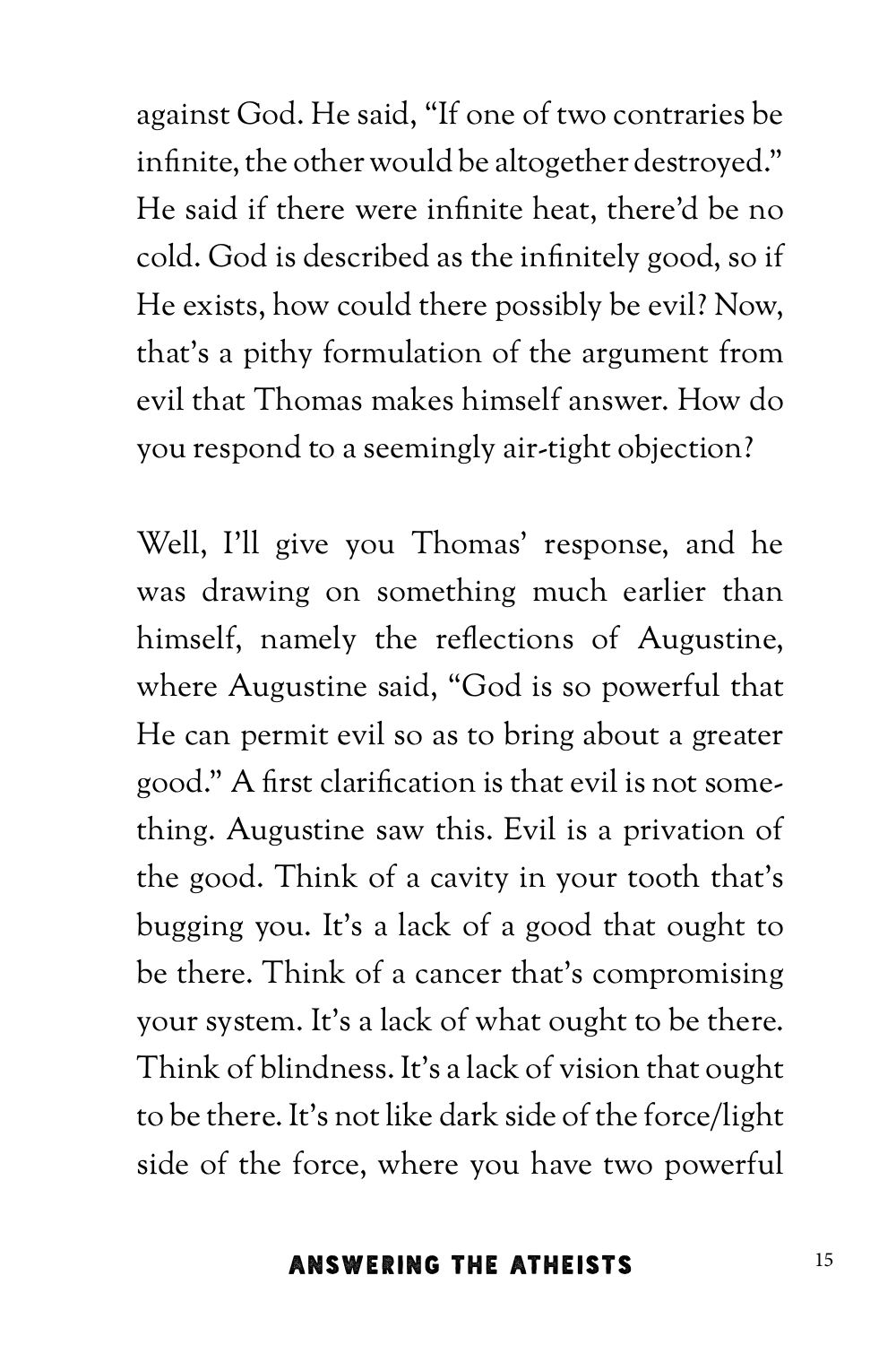against God. He said, "If one of two contraries be infinite, the other would be altogether destroyed." He said if there were infinite heat, there'd be no cold. God is described as the infinitely good, so if He exists, how could there possibly be evil? Now, that's a pithy formulation of the argument from evil that Thomas makes himself answer. How do you respond to a seemingly air-tight objection?

Well, I'll give you Thomas' response, and he was drawing on something much earlier than himself, namely the reflections of Augustine, where Augustine said, "God is so powerful that He can permit evil so as to bring about a greater good." A first clarification is that evil is not something. Augustine saw this. Evil is a privation of the good. Think of a cavity in your tooth that's bugging you. It's a lack of a good that ought to be there. Think of a cancer that's compromising your system. It's a lack of what ought to be there. Think of blindness. It's a lack of vision that ought to be there. It's not like dark side of the force/light side of the force, where you have two powerful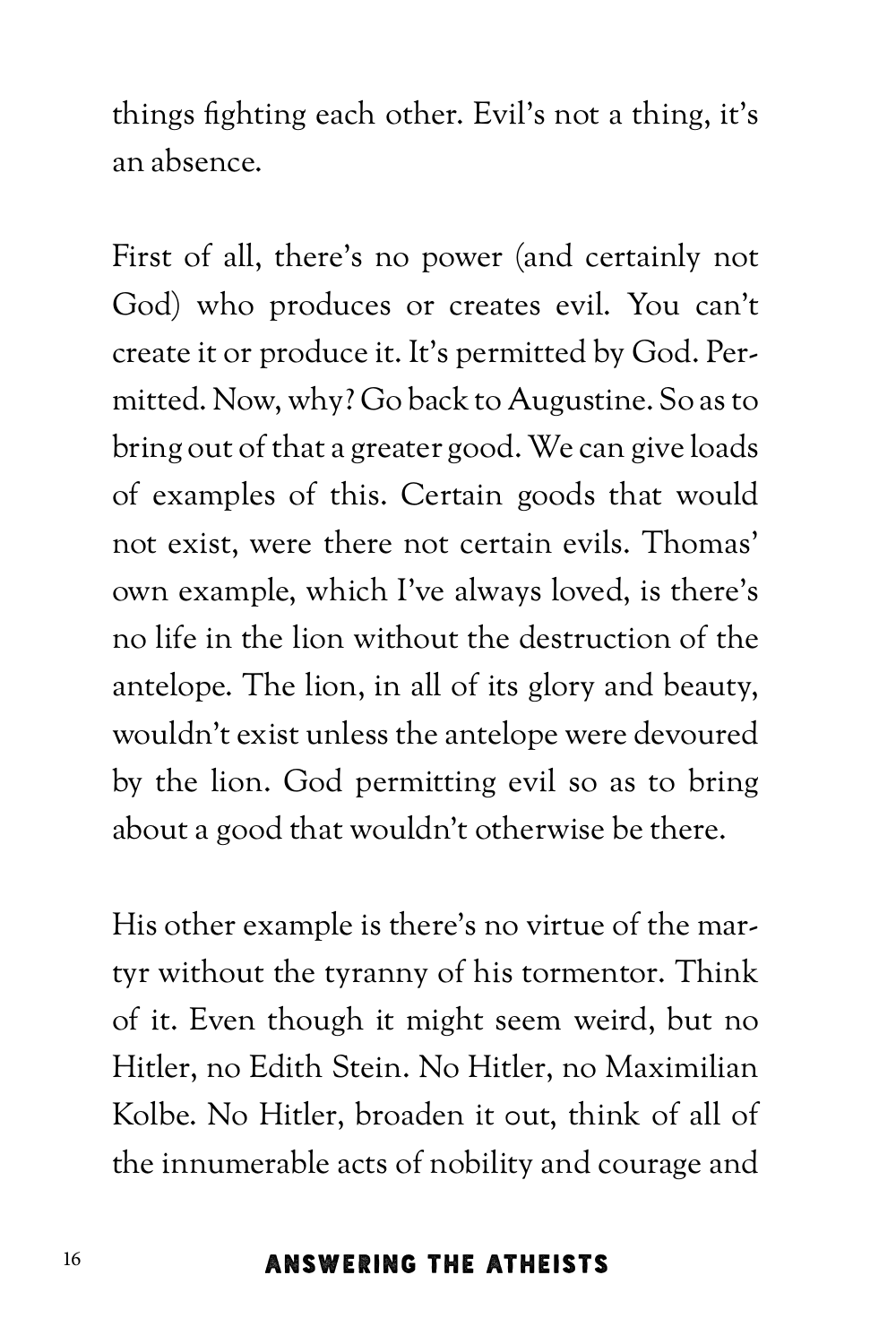things fighting each other. Evil's not a thing, it's an absence.

First of all, there's no power (and certainly not God) who produces or creates evil. You can't create it or produce it. It's permitted by God. Permitted. Now, why? Go back to Augustine. So as to bring out of that a greater good. We can give loads of examples of this. Certain goods that would not exist, were there not certain evils. Thomas' own example, which I've always loved, is there's no life in the lion without the destruction of the antelope. The lion, in all of its glory and beauty, wouldn't exist unless the antelope were devoured by the lion. God permitting evil so as to bring about a good that wouldn't otherwise be there.

His other example is there's no virtue of the martyr without the tyranny of his tormentor. Think of it. Even though it might seem weird, but no Hitler, no Edith Stein. No Hitler, no Maximilian Kolbe. No Hitler, broaden it out, think of all of the innumerable acts of nobility and courage and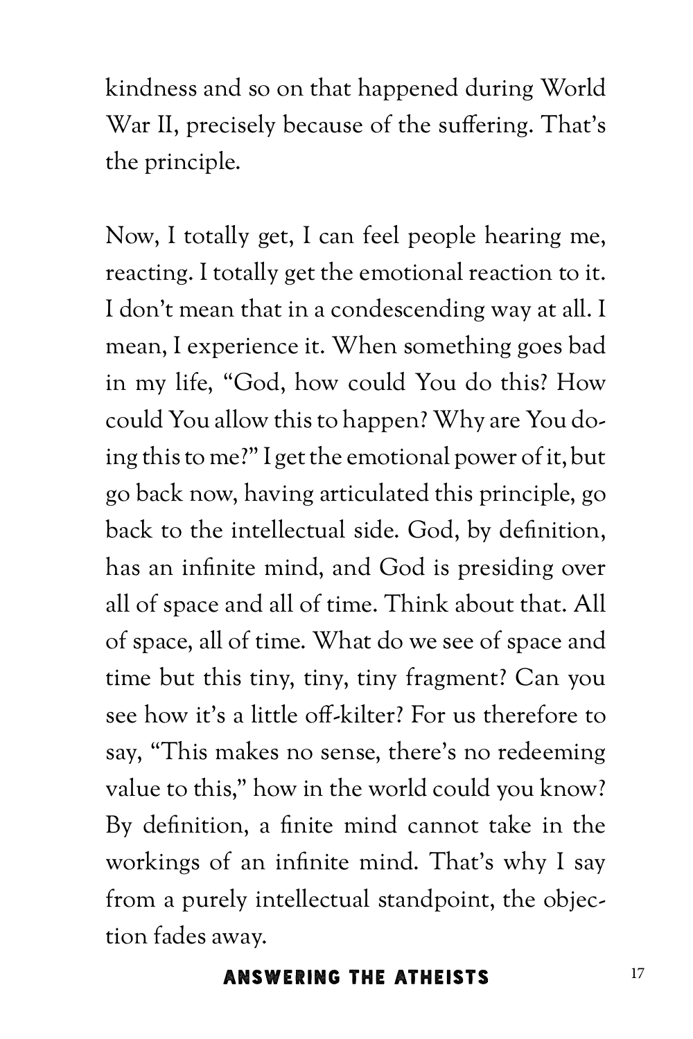kindness and so on that happened during World War II, precisely because of the suffering. That's the principle.

Now, I totally get, I can feel people hearing me, reacting. I totally get the emotional reaction to it. I don't mean that in a condescending way at all. I mean, I experience it. When something goes bad in my life, "God, how could You do this? How could You allow this to happen? Why are You doing this to me?" I get the emotional power of it, but go back now, having articulated this principle, go back to the intellectual side. God, by definition, has an infinite mind, and God is presiding over all of space and all of time. Think about that. All of space, all of time. What do we see of space and time but this tiny, tiny, tiny fragment? Can you see how it's a little off-kilter? For us therefore to say, "This makes no sense, there's no redeeming value to this," how in the world could you know? By definition, a finite mind cannot take in the workings of an infinite mind. That's why I say from a purely intellectual standpoint, the objection fades away.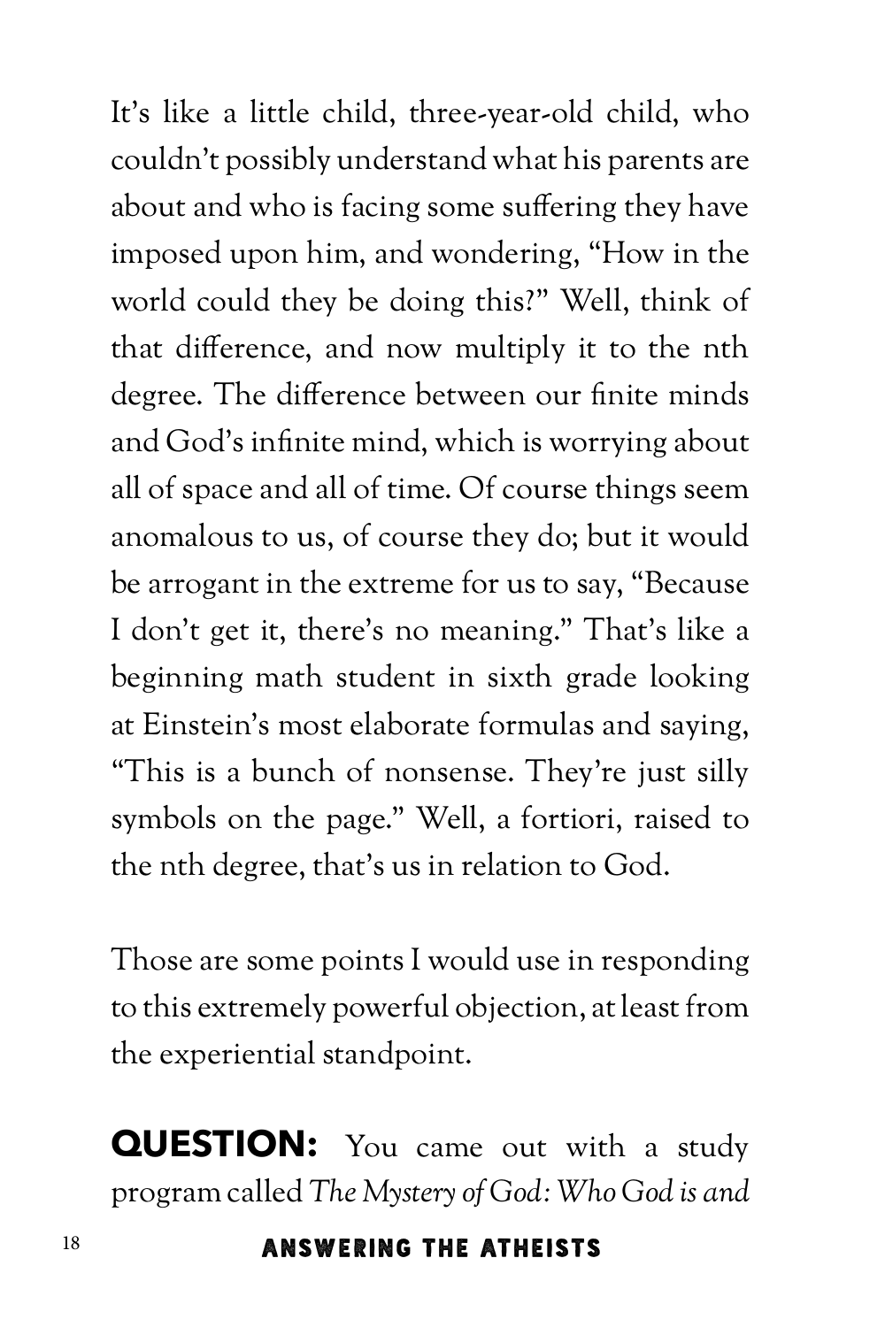It's like a little child, three-year-old child, who couldn't possibly understand what his parents are about and who is facing some suffering they have imposed upon him, and wondering, "How in the world could they be doing this?" Well, think of that difference, and now multiply it to the nth degree. The difference between our finite minds and God's infinite mind, which is worrying about all of space and all of time. Of course things seem anomalous to us, of course they do; but it would be arrogant in the extreme for us to say, "Because I don't get it, there's no meaning." That's like a beginning math student in sixth grade looking at Einstein's most elaborate formulas and saying, "This is a bunch of nonsense. They're just silly symbols on the page." Well, a fortiori, raised to the nth degree, that's us in relation to God.

Those are some points I would use in responding to this extremely powerful objection, at least from the experiential standpoint.

**QUESTION:** You came out with a study program called *The Mystery of God: Who God is and*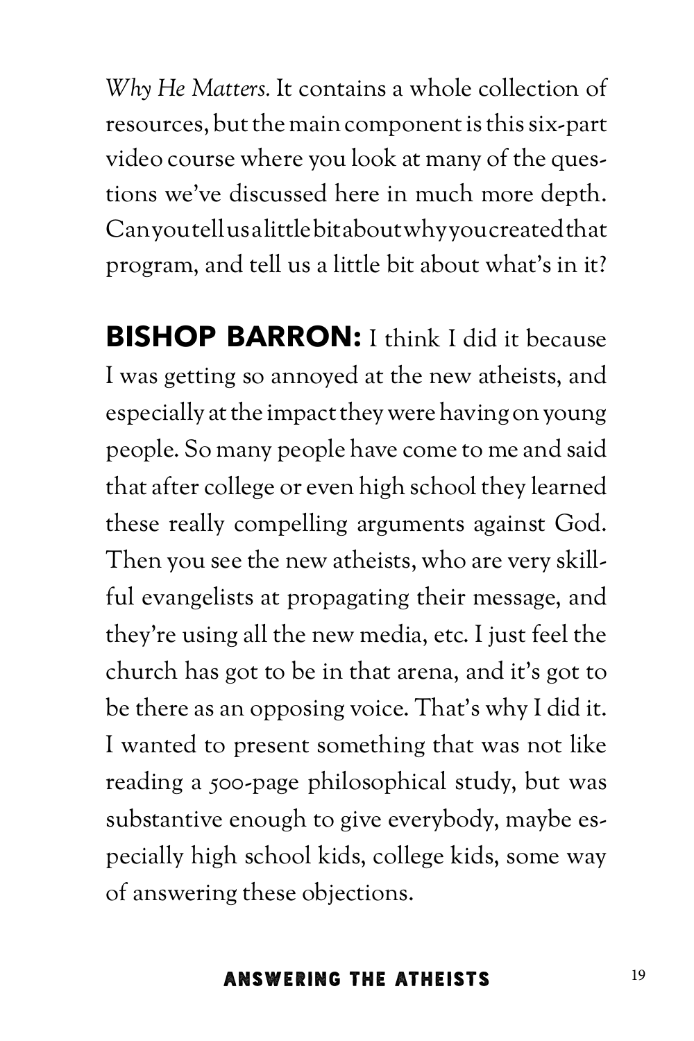*Why He Matters.* It contains a whole collection of resources, but the main component is this six-part video course where you look at many of the questions we've discussed here in much more depth. Can you tell us a little bit about why you created that program, and tell us a little bit about what's in it?

**BISHOP BARRON:** I think I did it because I was getting so annoyed at the new atheists, and especially at the impact they were having on young people. So many people have come to me and said that after college or even high school they learned these really compelling arguments against God. Then you see the new atheists, who are very skillful evangelists at propagating their message, and they're using all the new media, etc. I just feel the church has got to be in that arena, and it's got to be there as an opposing voice. That's why I did it. I wanted to present something that was not like reading a 500-page philosophical study, but was substantive enough to give everybody, maybe especially high school kids, college kids, some way of answering these objections.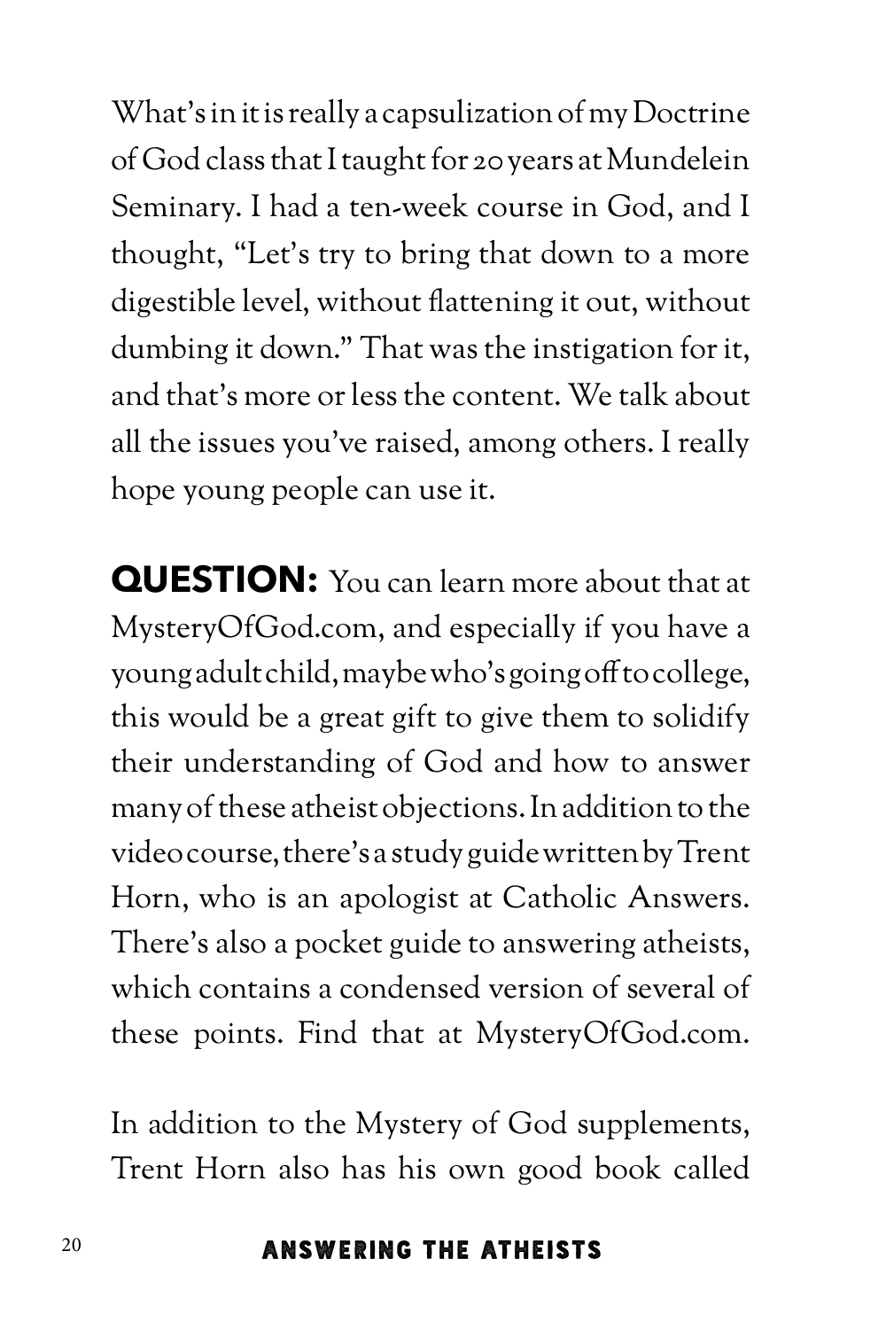What's in it is really a capsulization of my Doctrine of God class that I taught for 20 years at Mundelein Seminary. I had a ten-week course in God, and I thought, "Let's try to bring that down to a more digestible level, without flattening it out, without dumbing it down." That was the instigation for it, and that's more or less the content. We talk about all the issues you've raised, among others. I really hope young people can use it.

**QUESTION:** You can learn more about that at MysteryOfGod.com, and especially if you have a young adult child, maybe who's going off to college, this would be a great gift to give them to solidify their understanding of God and how to answer many of these atheist objections. In addition to the video course, there's a study guide written by Trent Horn, who is an apologist at Catholic Answers. There's also a pocket guide to answering atheists, which contains a condensed version of several of these points. Find that at MysteryOfGod.com.

In addition to the Mystery of God supplements, Trent Horn also has his own good book called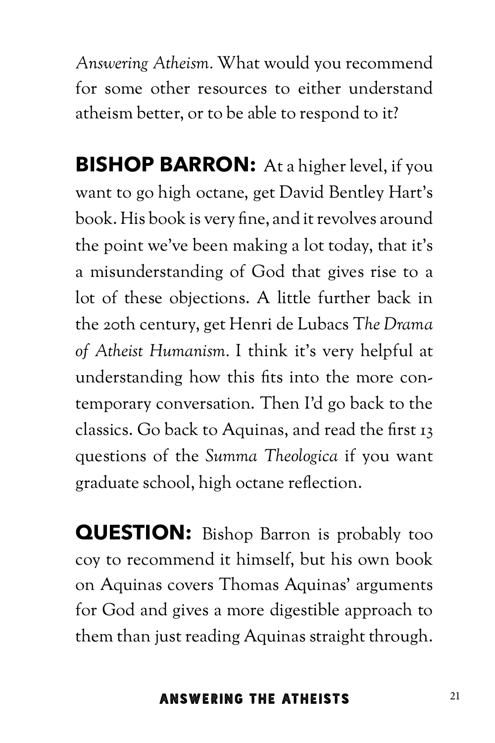*Answering Atheism*. What would you recommend for some other resources to either understand atheism better, or to be able to respond to it?

**BISHOP BARRON:** At a higher level, if you want to go high octane, get David Bentley Hart's book. His book is very fine, and it revolves around the point we've been making a lot today, that it's a misunderstanding of God that gives rise to a lot of these objections. A little further back in the 20th century, get Henri de Lubacs T*he Drama of Atheist Humanism*. I think it's very helpful at understanding how this fits into the more contemporary conversation. Then I'd go back to the classics. Go back to Aquinas, and read the first 13 questions of the *Summa Theologica* if you want graduate school, high octane reflection.

**QUESTION:** Bishop Barron is probably too coy to recommend it himself, but his own book on Aquinas covers Thomas Aquinas' arguments for God and gives a more digestible approach to them than just reading Aquinas straight through.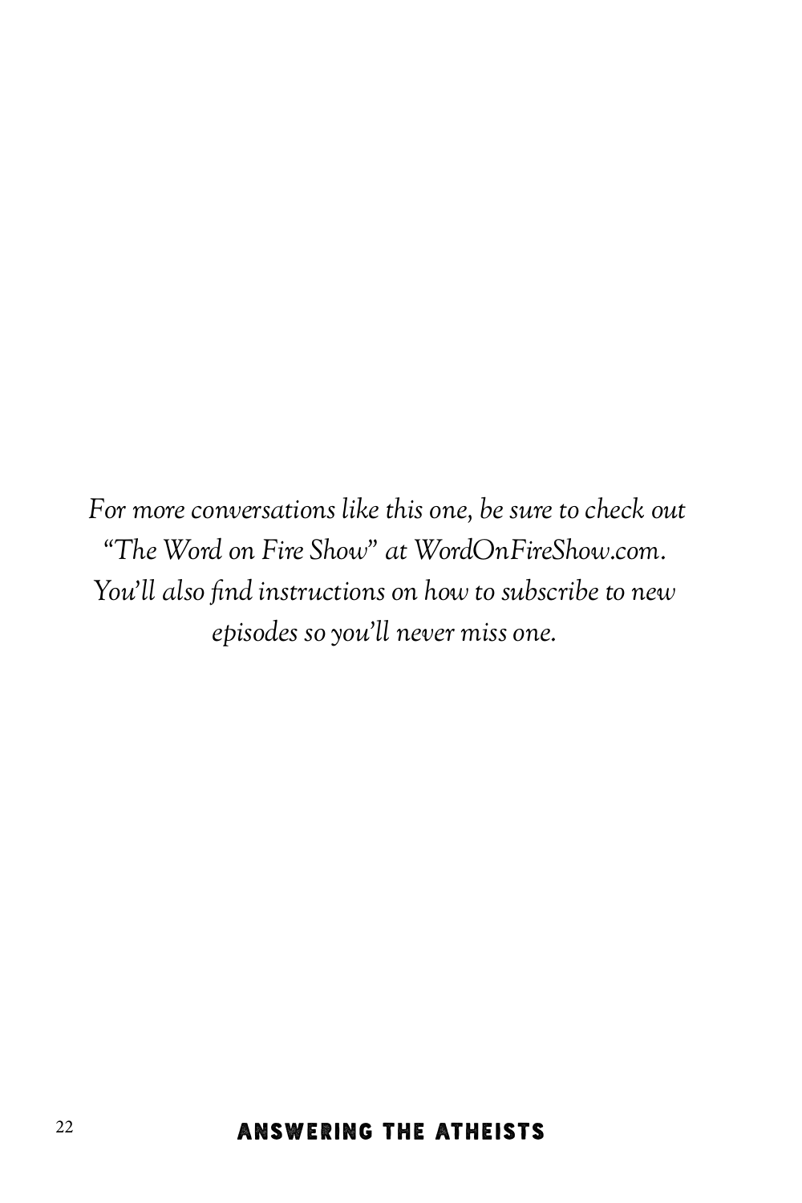*For more conversations like this one, be sure to check out "The Word on Fire Show" at WordOnFireShow.com. You'll also find instructions on how to subscribe to new episodes so you'll never miss one.*